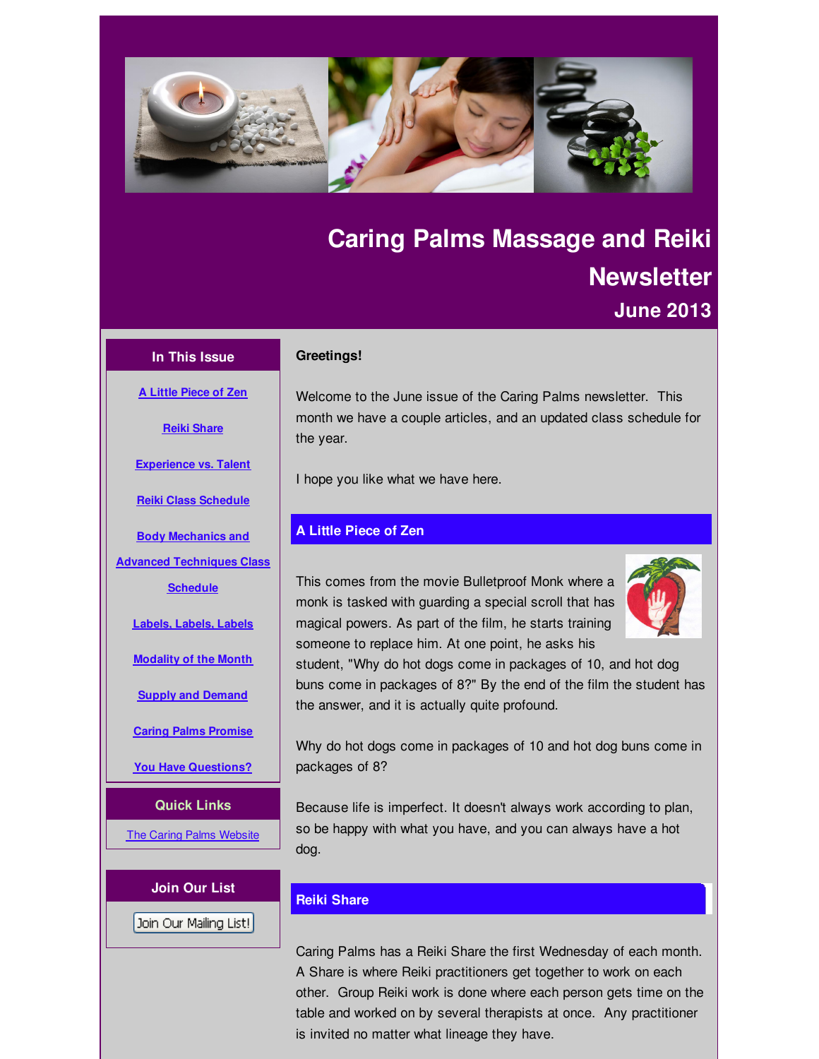# Caring Palms Massage and Reiki Newsletter

## June 2013

### In This Issue

- A Little Piece of Zen
- Reiki Share
- Experience vs. Talent
- Reiki Class Schedule
- Body Mechanics and Advanced Techniques Class Schedule
- Labels, Labels, Labels
- Modality of the Month
- Supply and Demand
- Caring Palms Promise
- You Have Questions?

### Quick Links

The Caring Palms Website

### Join Our List

Join Our Mailing List!

**Greetings!**

Welcome to the June issue of the Caring Palms newsletter. This month we have a couple articles, and an updated class schedule for the year.

I hope you like what we have here.

## A Little Piece of Zen

This comes from the movie Bulletproof Monk where a monk is tasked with guarding a special scroll that has magical powers. As part of the film, he starts training someone to replace him. At one point, he asks his student, "Why do hot dogs come in packages of 10, and hot dog buns come in packages of 8?" By the end of the film the student has the answer, and it is actually quite profound.

Why do hot dogs come in packages of 10 and hot dog buns come in packages of 8?

Because life is imperfect. It doesn't always work according to plan, so be happy with what you have, and you can always have a hot dog.

## Reiki Share

Caring Palms has a Reiki Share the first Wednesday of each month. A Share is where Reiki practitioners get together to work on each other. Group Reiki work is done where each person gets time on the table and worked on by several therapists at once. Any practitioner is invited no matter what lineage they have.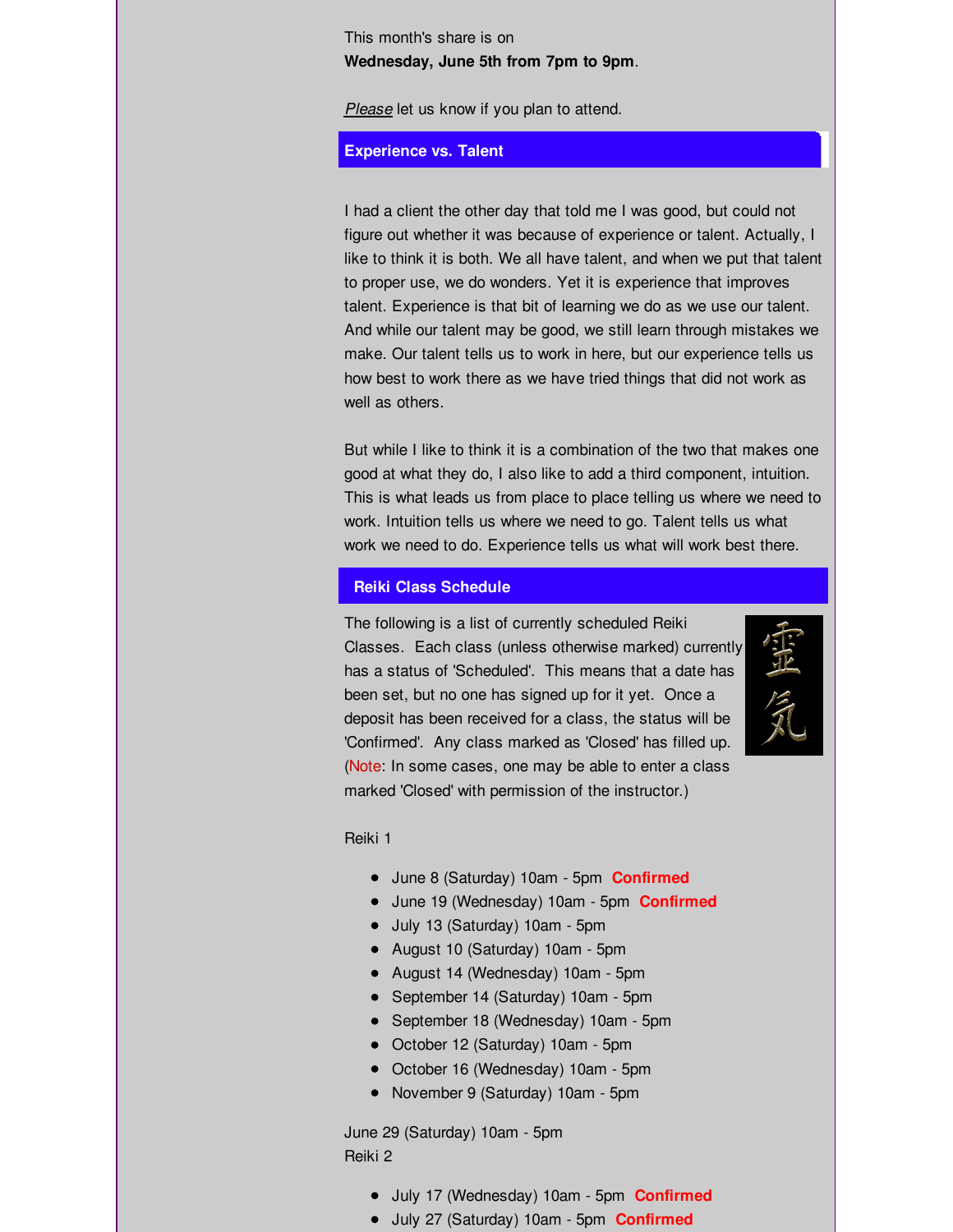This month's share is on
**Wednesday, June 5th from 7pm to 9pm**.

*Please* let us know if you plan to attend.

## Experience vs. Talent

I had a client the other day that told me I was good, but could not figure out whether it was because of experience or talent. Actually, I like to think it is both. We all have talent, and when we put that talent to proper use, we do wonders. Yet it is experience that improves talent. Experience is that bit of learning we do as we use our talent. And while our talent may be good, we still learn through mistakes we make. Our talent tells us to work in here, but our experience tells us how best to work there as we have tried things that did not work as well as others.

But while I like to think it is a combination of the two that makes one good at what they do, I also like to add a third component, intuition. This is what leads us from place to place telling us where we need to work. Intuition tells us where we need to go. Talent tells us what work we need to do. Experience tells us what will work best there.

## Reiki Class Schedule

The following is a list of currently scheduled Reiki Classes. Each class (unless otherwise marked) currently has a status of 'Scheduled'. This means that a date has been set, but no one has signed up for it yet. Once a deposit has been received for a class, the status will be 'Confirmed'. Any class marked as 'Closed' has filled up. (Note: In some cases, one may be able to enter a class marked 'Closed' with permission of the instructor.)

Reiki 1

- June 8 (Saturday) 10am - 5pm **Confirmed**
- June 19 (Wednesday) 10am - 5pm **Confirmed**
- July 13 (Saturday) 10am - 5pm
- August 10 (Saturday) 10am - 5pm
- August 14 (Wednesday) 10am - 5pm
- September 14 (Saturday) 10am - 5pm
- September 18 (Wednesday) 10am - 5pm
- October 12 (Saturday) 10am - 5pm
- October 16 (Wednesday) 10am - 5pm
- November 9 (Saturday) 10am - 5pm

June 29 (Saturday) 10am - 5pm
Reiki 2

- July 17 (Wednesday) 10am - 5pm **Confirmed**
- July 27 (Saturday) 10am - 5pm **Confirmed**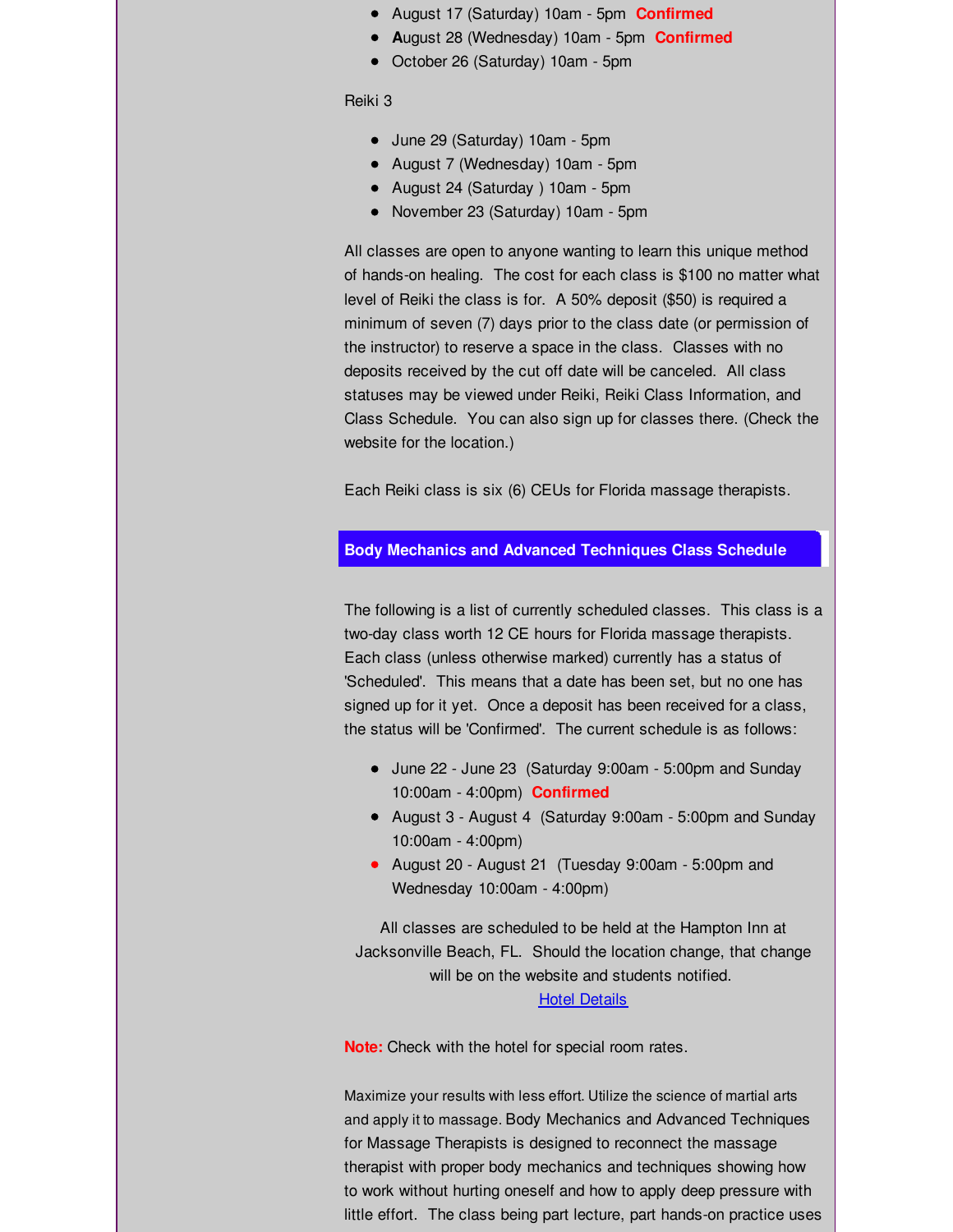- August 17 (Saturday) 10am - 5pm **Confirmed**
- **A**ugust 28 (Wednesday) 10am - 5pm **Confirmed**
- October 26 (Saturday) 10am - 5pm

Reiki 3

- June 29 (Saturday) 10am - 5pm
- August 7 (Wednesday) 10am - 5pm
- August 24 (Saturday ) 10am - 5pm
- November 23 (Saturday) 10am - 5pm

All classes are open to anyone wanting to learn this unique method of hands-on healing. The cost for each class is $100 no matter what level of Reiki the class is for. A 50% deposit ($50) is required a minimum of seven (7) days prior to the class date (or permission of the instructor) to reserve a space in the class. Classes with no deposits received by the cut off date will be canceled. All class statuses may be viewed under Reiki, Reiki Class Information, and Class Schedule. You can also sign up for classes there. (Check the website for the location.)

Each Reiki class is six (6) CEUs for Florida massage therapists.

## Body Mechanics and Advanced Techniques Class Schedule

The following is a list of currently scheduled classes. This class is a two-day class worth 12 CE hours for Florida massage therapists. Each class (unless otherwise marked) currently has a status of 'Scheduled'. This means that a date has been set, but no one has signed up for it yet. Once a deposit has been received for a class, the status will be 'Confirmed'. The current schedule is as follows:

- June 22 - June 23 (Saturday 9:00am - 5:00pm and Sunday 10:00am - 4:00pm) **Confirmed**
- August 3 - August 4 (Saturday 9:00am - 5:00pm and Sunday 10:00am - 4:00pm)
- August 20 - August 21 (Tuesday 9:00am - 5:00pm and Wednesday 10:00am - 4:00pm)

All classes are scheduled to be held at the Hampton Inn at Jacksonville Beach, FL. Should the location change, that change will be on the website and students notified.
Hotel Details

**Note:** Check with the hotel for special room rates.

Maximize your results with less effort. Utilize the science of martial arts and apply it to massage. Body Mechanics and Advanced Techniques for Massage Therapists is designed to reconnect the massage therapist with proper body mechanics and techniques showing how to work without hurting oneself and how to apply deep pressure with little effort. The class being part lecture, part hands-on practice uses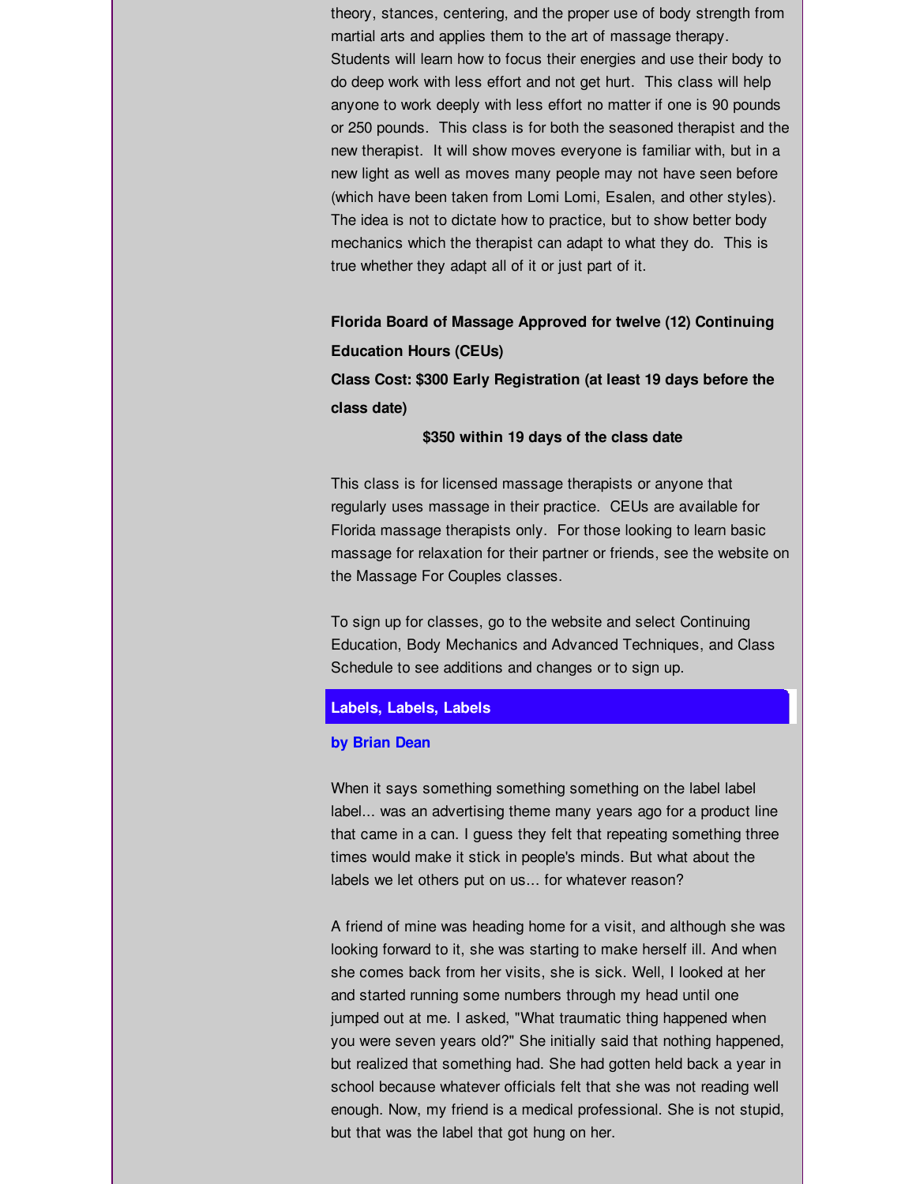theory, stances, centering, and the proper use of body strength from martial arts and applies them to the art of massage therapy. Students will learn how to focus their energies and use their body to do deep work with less effort and not get hurt. This class will help anyone to work deeply with less effort no matter if one is 90 pounds or 250 pounds. This class is for both the seasoned therapist and the new therapist. It will show moves everyone is familiar with, but in a new light as well as moves many people may not have seen before (which have been taken from Lomi Lomi, Esalen, and other styles). The idea is not to dictate how to practice, but to show better body mechanics which the therapist can adapt to what they do. This is true whether they adapt all of it or just part of it.

**Florida Board of Massage Approved for twelve (12) Continuing Education Hours (CEUs)**

**Class Cost: $300 Early Registration (at least 19 days before the class date)**

**$350 within 19 days of the class date**

This class is for licensed massage therapists or anyone that regularly uses massage in their practice. CEUs are available for Florida massage therapists only. For those looking to learn basic massage for relaxation for their partner or friends, see the website on the Massage For Couples classes.

To sign up for classes, go to the website and select Continuing Education, Body Mechanics and Advanced Techniques, and Class Schedule to see additions and changes or to sign up.

## Labels, Labels, Labels

**by Brian Dean**

When it says something something something on the label label label... was an advertising theme many years ago for a product line that came in a can. I guess they felt that repeating something three times would make it stick in people's minds. But what about the labels we let others put on us... for whatever reason?

A friend of mine was heading home for a visit, and although she was looking forward to it, she was starting to make herself ill. And when she comes back from her visits, she is sick. Well, I looked at her and started running some numbers through my head until one jumped out at me. I asked, "What traumatic thing happened when you were seven years old?" She initially said that nothing happened, but realized that something had. She had gotten held back a year in school because whatever officials felt that she was not reading well enough. Now, my friend is a medical professional. She is not stupid, but that was the label that got hung on her.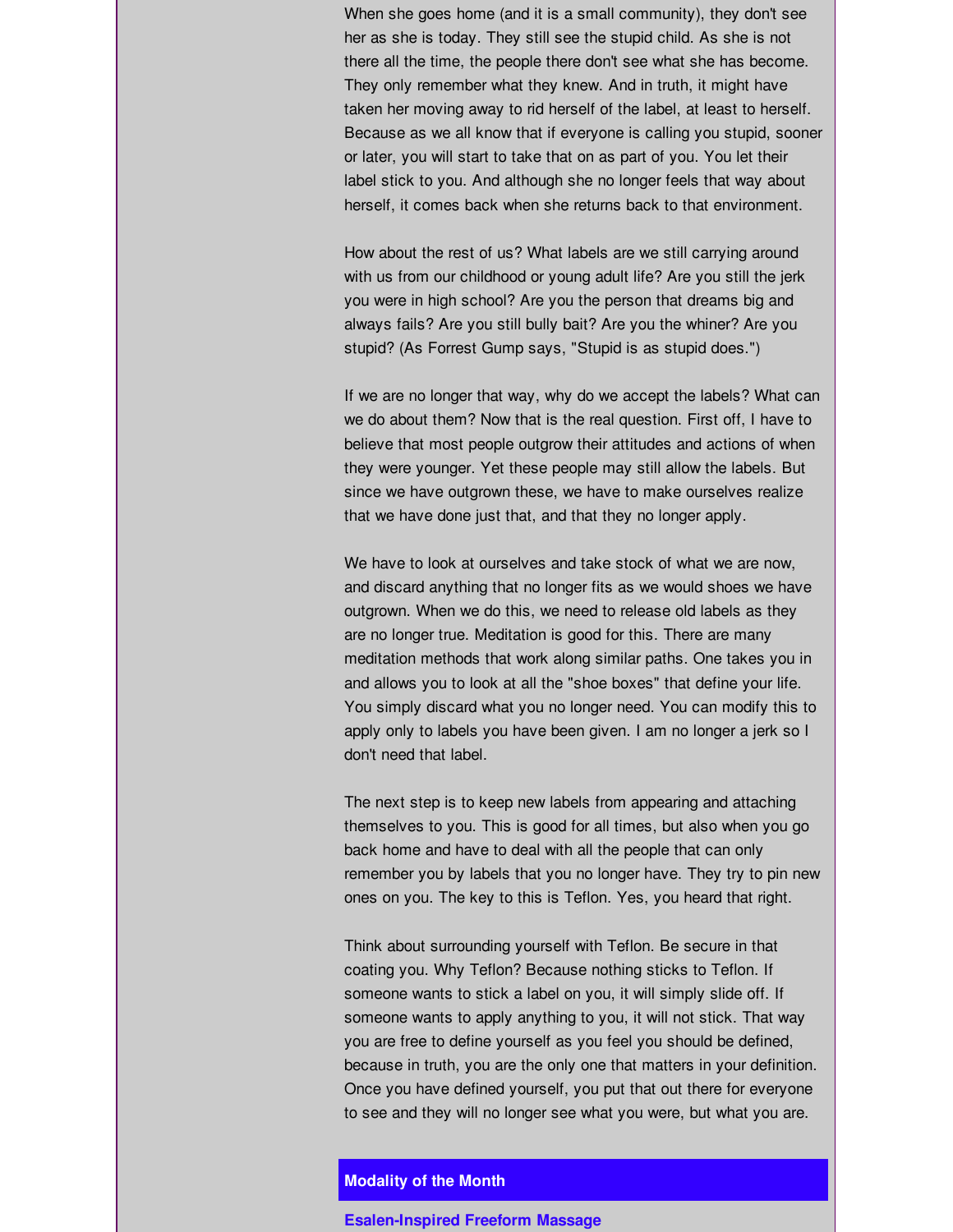When she goes home (and it is a small community), they don't see her as she is today. They still see the stupid child. As she is not there all the time, the people there don't see what she has become. They only remember what they knew. And in truth, it might have taken her moving away to rid herself of the label, at least to herself. Because as we all know that if everyone is calling you stupid, sooner or later, you will start to take that on as part of you. You let their label stick to you. And although she no longer feels that way about herself, it comes back when she returns back to that environment.

How about the rest of us? What labels are we still carrying around with us from our childhood or young adult life? Are you still the jerk you were in high school? Are you the person that dreams big and always fails? Are you still bully bait? Are you the whiner? Are you stupid? (As Forrest Gump says, "Stupid is as stupid does.")

If we are no longer that way, why do we accept the labels? What can we do about them? Now that is the real question. First off, I have to believe that most people outgrow their attitudes and actions of when they were younger. Yet these people may still allow the labels. But since we have outgrown these, we have to make ourselves realize that we have done just that, and that they no longer apply.

We have to look at ourselves and take stock of what we are now, and discard anything that no longer fits as we would shoes we have outgrown. When we do this, we need to release old labels as they are no longer true. Meditation is good for this. There are many meditation methods that work along similar paths. One takes you in and allows you to look at all the "shoe boxes" that define your life. You simply discard what you no longer need. You can modify this to apply only to labels you have been given. I am no longer a jerk so I don't need that label.

The next step is to keep new labels from appearing and attaching themselves to you. This is good for all times, but also when you go back home and have to deal with all the people that can only remember you by labels that you no longer have. They try to pin new ones on you. The key to this is Teflon. Yes, you heard that right.

Think about surrounding yourself with Teflon. Be secure in that coating you. Why Teflon? Because nothing sticks to Teflon. If someone wants to stick a label on you, it will simply slide off. If someone wants to apply anything to you, it will not stick. That way you are free to define yourself as you feel you should be defined, because in truth, you are the only one that matters in your definition. Once you have defined yourself, you put that out there for everyone to see and they will no longer see what you were, but what you are.

## Modality of the Month

### Esalen-Inspired Freeform Massage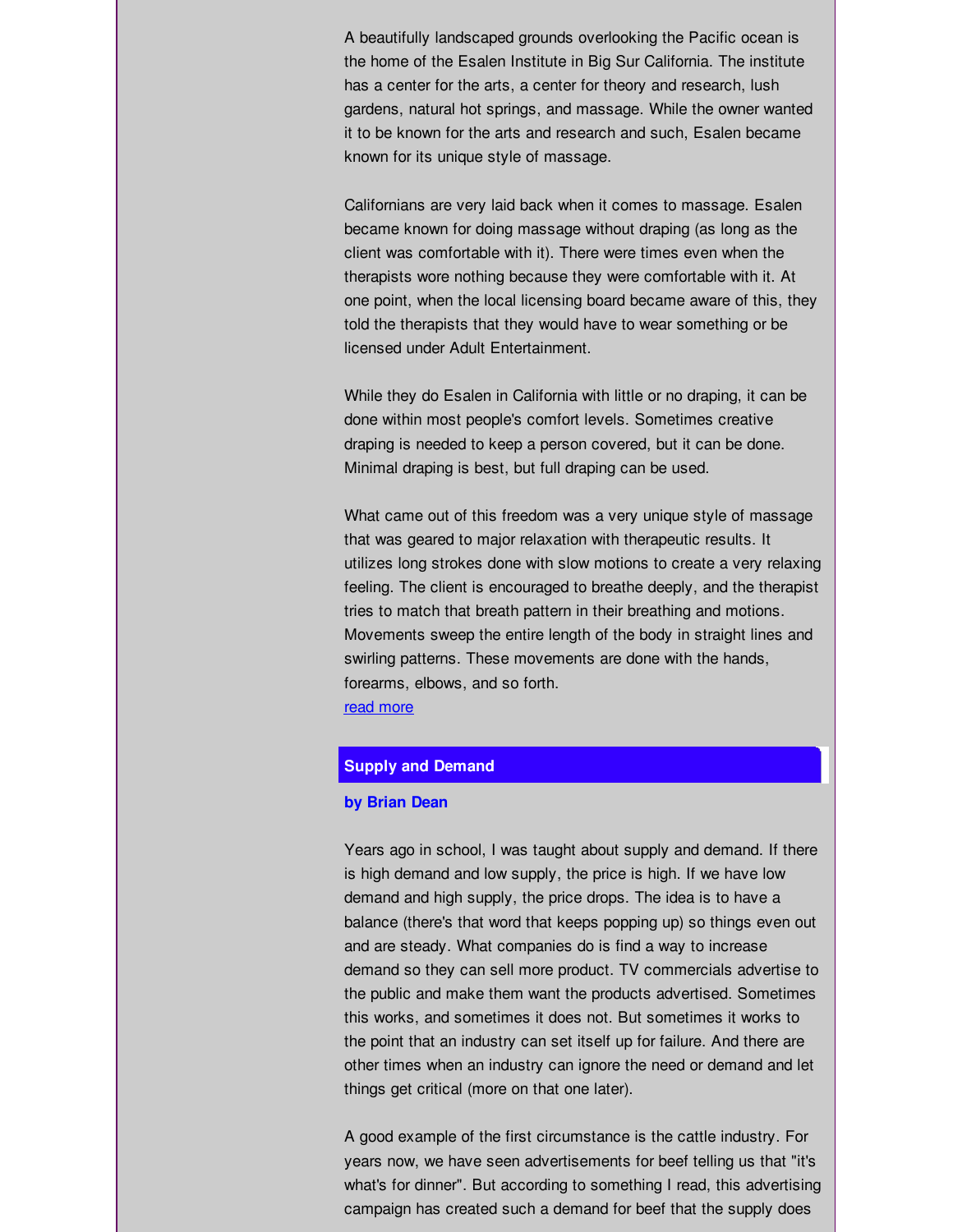A beautifully landscaped grounds overlooking the Pacific ocean is the home of the Esalen Institute in Big Sur California. The institute has a center for the arts, a center for theory and research, lush gardens, natural hot springs, and massage. While the owner wanted it to be known for the arts and research and such, Esalen became known for its unique style of massage.

Californians are very laid back when it comes to massage. Esalen became known for doing massage without draping (as long as the client was comfortable with it). There were times even when the therapists wore nothing because they were comfortable with it. At one point, when the local licensing board became aware of this, they told the therapists that they would have to wear something or be licensed under Adult Entertainment.

While they do Esalen in California with little or no draping, it can be done within most people's comfort levels. Sometimes creative draping is needed to keep a person covered, but it can be done. Minimal draping is best, but full draping can be used.

What came out of this freedom was a very unique style of massage that was geared to major relaxation with therapeutic results. It utilizes long strokes done with slow motions to create a very relaxing feeling. The client is encouraged to breathe deeply, and the therapist tries to match that breath pattern in their breathing and motions. Movements sweep the entire length of the body in straight lines and swirling patterns. These movements are done with the hands, forearms, elbows, and so forth.
read more

## Supply and Demand

**by Brian Dean**

Years ago in school, I was taught about supply and demand. If there is high demand and low supply, the price is high. If we have low demand and high supply, the price drops. The idea is to have a balance (there's that word that keeps popping up) so things even out and are steady. What companies do is find a way to increase demand so they can sell more product. TV commercials advertise to the public and make them want the products advertised. Sometimes this works, and sometimes it does not. But sometimes it works to the point that an industry can set itself up for failure. And there are other times when an industry can ignore the need or demand and let things get critical (more on that one later).

A good example of the first circumstance is the cattle industry. For years now, we have seen advertisements for beef telling us that "it's what's for dinner". But according to something I read, this advertising campaign has created such a demand for beef that the supply does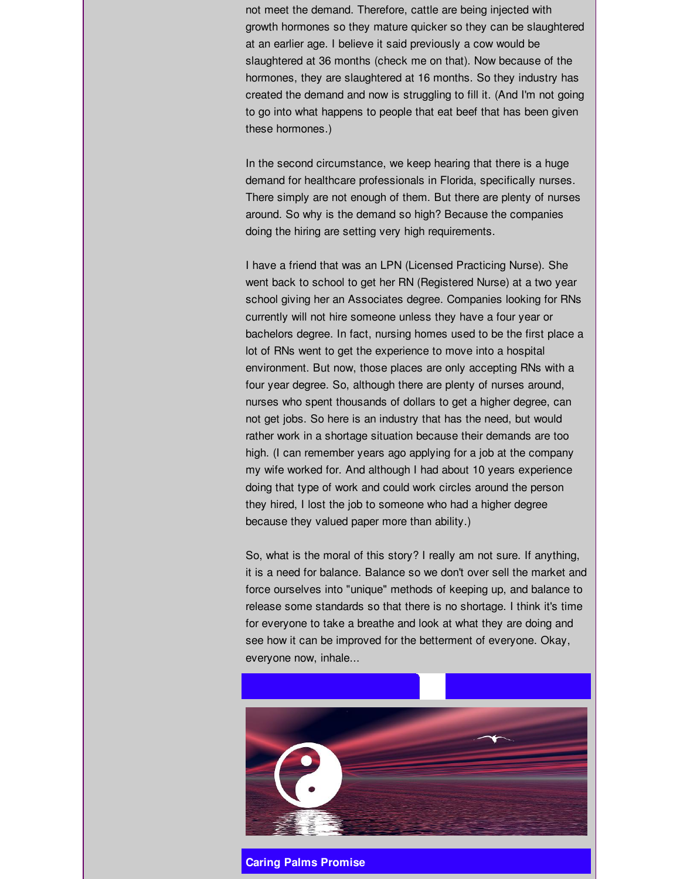not meet the demand. Therefore, cattle are being injected with growth hormones so they mature quicker so they can be slaughtered at an earlier age. I believe it said previously a cow would be slaughtered at 36 months (check me on that). Now because of the hormones, they are slaughtered at 16 months. So they industry has created the demand and now is struggling to fill it. (And I'm not going to go into what happens to people that eat beef that has been given these hormones.)

In the second circumstance, we keep hearing that there is a huge demand for healthcare professionals in Florida, specifically nurses. There simply are not enough of them. But there are plenty of nurses around. So why is the demand so high? Because the companies doing the hiring are setting very high requirements.

I have a friend that was an LPN (Licensed Practicing Nurse). She went back to school to get her RN (Registered Nurse) at a two year school giving her an Associates degree. Companies looking for RNs currently will not hire someone unless they have a four year or bachelors degree. In fact, nursing homes used to be the first place a lot of RNs went to get the experience to move into a hospital environment. But now, those places are only accepting RNs with a four year degree. So, although there are plenty of nurses around, nurses who spent thousands of dollars to get a higher degree, can not get jobs. So here is an industry that has the need, but would rather work in a shortage situation because their demands are too high. (I can remember years ago applying for a job at the company my wife worked for. And although I had about 10 years experience doing that type of work and could work circles around the person they hired, I lost the job to someone who had a higher degree because they valued paper more than ability.)

So, what is the moral of this story? I really am not sure. If anything, it is a need for balance. Balance so we don't over sell the market and force ourselves into "unique" methods of keeping up, and balance to release some standards so that there is no shortage. I think it's time for everyone to take a breathe and look at what they are doing and see how it can be improved for the betterment of everyone. Okay, everyone now, inhale...

**Caring Palms Promise**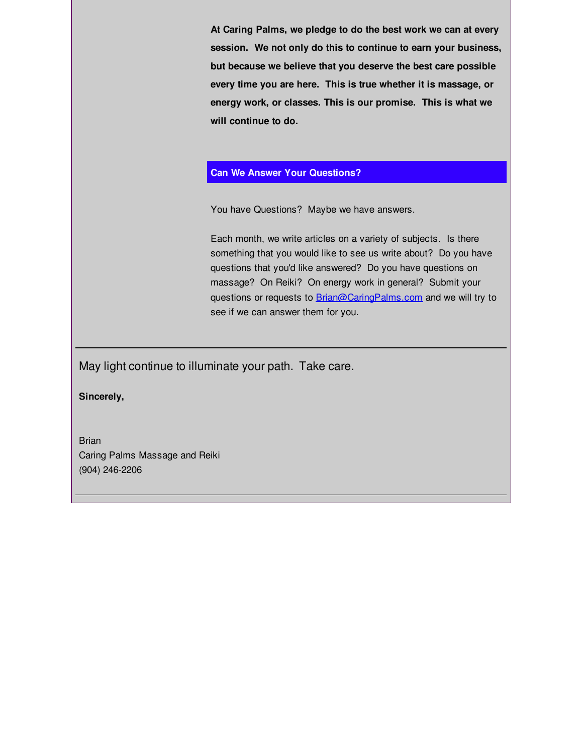**At Caring Palms, we pledge to do the best work we can at every session. We not only do this to continue to earn your business, but because we believe that you deserve the best care possible every time you are here. This is true whether it is massage, or energy work, or classes. This is our promise. This is what we will continue to do.**

## Can We Answer Your Questions?

You have Questions? Maybe we have answers.

Each month, we write articles on a variety of subjects. Is there something that you would like to see us write about? Do you have questions that you'd like answered? Do you have questions on massage? On Reiki? On energy work in general? Submit your questions or requests to Brian@CaringPalms.com and we will try to see if we can answer them for you.

---

May light continue to illuminate your path. Take care.

**Sincerely,**

Brian
Caring Palms Massage and Reiki
(904) 246-2206

---